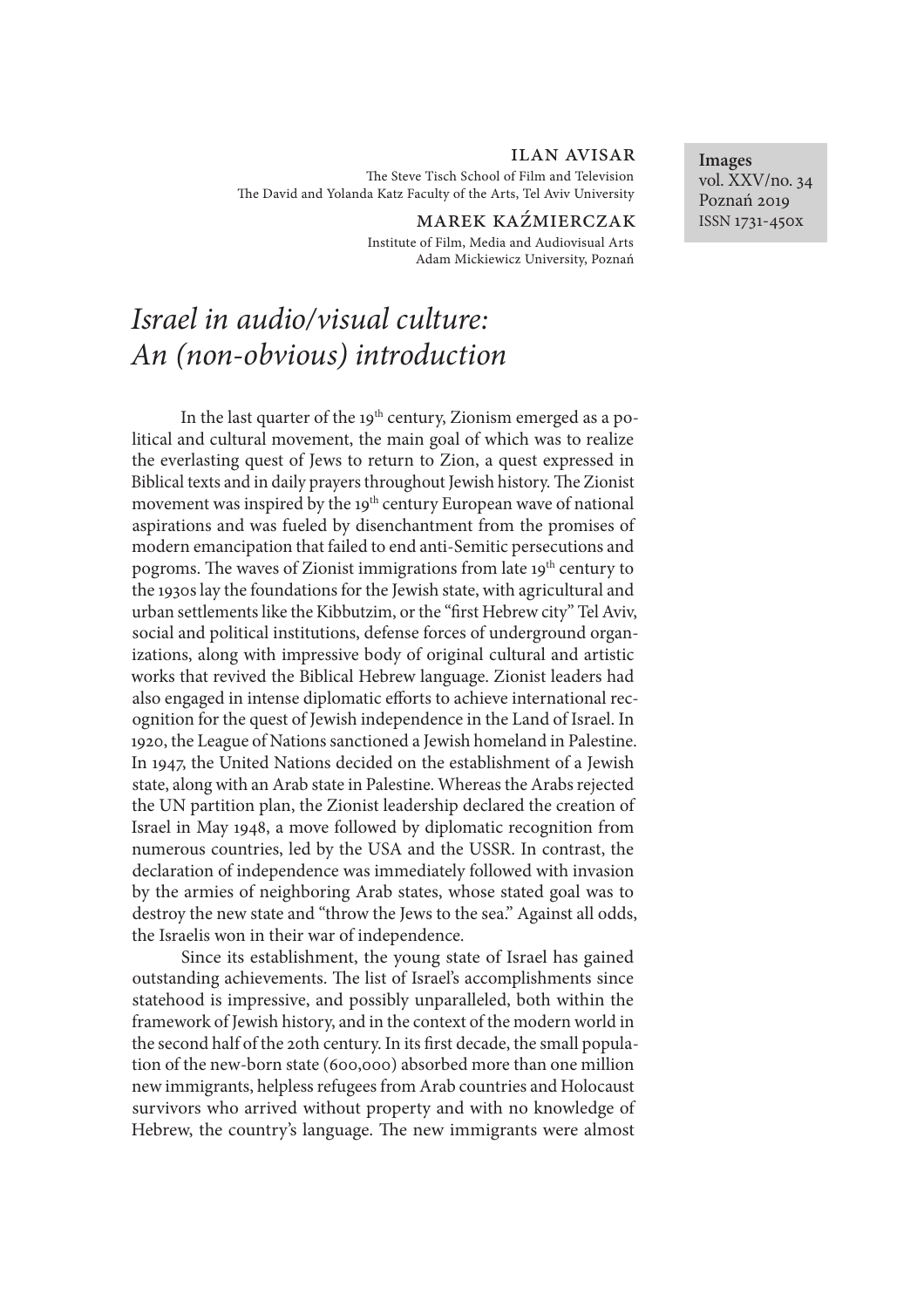ILAN AVISAR

The Steve Tisch School of Film and Television
The David and Yolanda Katz Faculty of the Arts, Tel Aviv University

MAREK KAŹMIERCZAK

Institute of Film, Media and Audiovisual Arts
Adam Mickiewicz University, Poznań

**Images**
vol. XXV/no. 34
Poznań 2019
ISSN 1731-450x

# *Israel in audio/visual culture: An (non-obvious) introduction*

In the last quarter of the 19th century, Zionism emerged as a political and cultural movement, the main goal of which was to realize the everlasting quest of Jews to return to Zion, a quest expressed in Biblical texts and in daily prayers throughout Jewish history. The Zionist movement was inspired by the 19th century European wave of national aspirations and was fueled by disenchantment from the promises of modern emancipation that failed to end anti-Semitic persecutions and pogroms. The waves of Zionist immigrations from late 19th century to the 1930s lay the foundations for the Jewish state, with agricultural and urban settlements like the Kibbutzim, or the "first Hebrew city" Tel Aviv, social and political institutions, defense forces of underground organizations, along with impressive body of original cultural and artistic works that revived the Biblical Hebrew language. Zionist leaders had also engaged in intense diplomatic efforts to achieve international recognition for the quest of Jewish independence in the Land of Israel. In 1920, the League of Nations sanctioned a Jewish homeland in Palestine. In 1947, the United Nations decided on the establishment of a Jewish state, along with an Arab state in Palestine. Whereas the Arabs rejected the UN partition plan, the Zionist leadership declared the creation of Israel in May 1948, a move followed by diplomatic recognition from numerous countries, led by the USA and the USSR. In contrast, the declaration of independence was immediately followed with invasion by the armies of neighboring Arab states, whose stated goal was to destroy the new state and "throw the Jews to the sea." Against all odds, the Israelis won in their war of independence.

Since its establishment, the young state of Israel has gained outstanding achievements. The list of Israel's accomplishments since statehood is impressive, and possibly unparalleled, both within the framework of Jewish history, and in the context of the modern world in the second half of the 20th century. In its first decade, the small population of the new-born state (600,000) absorbed more than one million new immigrants, helpless refugees from Arab countries and Holocaust survivors who arrived without property and with no knowledge of Hebrew, the country's language. The new immigrants were almost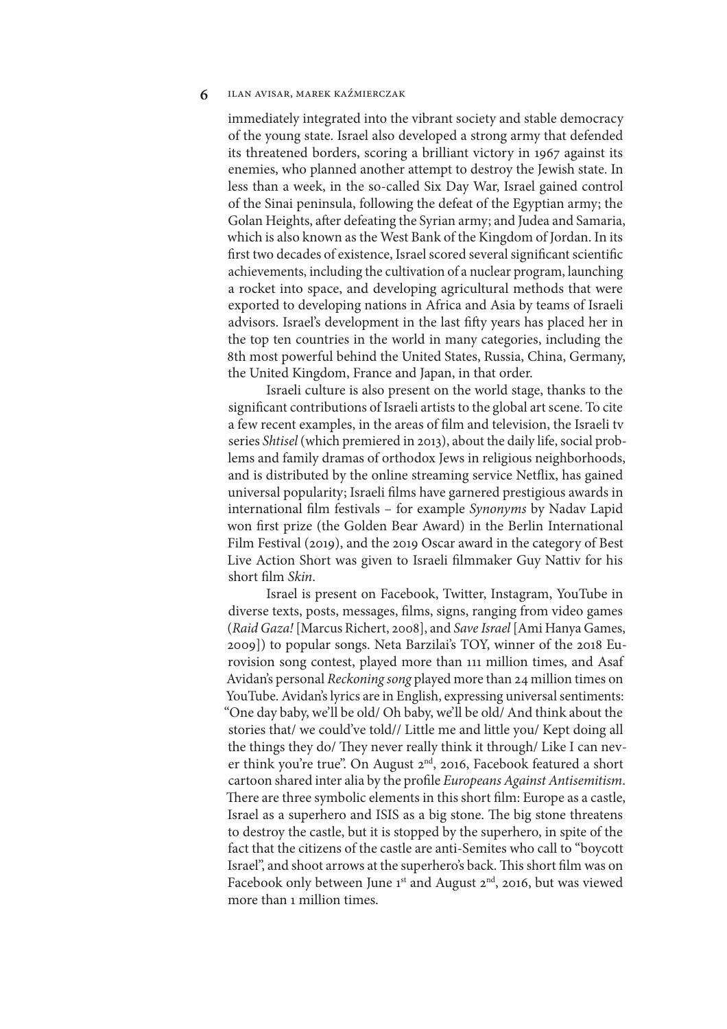immediately integrated into the vibrant society and stable democracy of the young state. Israel also developed a strong army that defended its threatened borders, scoring a brilliant victory in 1967 against its enemies, who planned another attempt to destroy the Jewish state. In less than a week, in the so-called Six Day War, Israel gained control of the Sinai peninsula, following the defeat of the Egyptian army; the Golan Heights, after defeating the Syrian army; and Judea and Samaria, which is also known as the West Bank of the Kingdom of Jordan. In its first two decades of existence, Israel scored several significant scientific achievements, including the cultivation of a nuclear program, launching a rocket into space, and developing agricultural methods that were exported to developing nations in Africa and Asia by teams of Israeli advisors. Israel's development in the last fifty years has placed her in the top ten countries in the world in many categories, including the 8th most powerful behind the United States, Russia, China, Germany, the United Kingdom, France and Japan, in that order.

Israeli culture is also present on the world stage, thanks to the significant contributions of Israeli artists to the global art scene. To cite a few recent examples, in the areas of film and television, the Israeli tv series *Shtisel* (which premiered in 2013), about the daily life, social problems and family dramas of orthodox Jews in religious neighborhoods, and is distributed by the online streaming service Netflix, has gained universal popularity; Israeli films have garnered prestigious awards in international film festivals – for example *Synonyms* by Nadav Lapid won first prize (the Golden Bear Award) in the Berlin International Film Festival (2019), and the 2019 Oscar award in the category of Best Live Action Short was given to Israeli filmmaker Guy Nattiv for his short film *Skin*.

Israel is present on Facebook, Twitter, Instagram, YouTube in diverse texts, posts, messages, films, signs, ranging from video games (*Raid Gaza!* [Marcus Richert, 2008], and *Save Israel* [Ami Hanya Games, 2009]) to popular songs. Neta Barzilai's TOY, winner of the 2018 Eurovision song contest, played more than 111 million times, and Asaf Avidan's personal *Reckoning song* played more than 24 million times on YouTube. Avidan's lyrics are in English, expressing universal sentiments: "One day baby, we'll be old/ Oh baby, we'll be old/ And think about the stories that/ we could've told// Little me and little you/ Kept doing all the things they do/ They never really think it through/ Like I can never think you're true". On August 2nd, 2016, Facebook featured a short cartoon shared inter alia by the profile *Europeans Against Antisemitism*. There are three symbolic elements in this short film: Europe as a castle, Israel as a superhero and ISIS as a big stone. The big stone threatens to destroy the castle, but it is stopped by the superhero, in spite of the fact that the citizens of the castle are anti-Semites who call to "boycott Israel", and shoot arrows at the superhero's back. This short film was on Facebook only between June 1st and August 2nd, 2016, but was viewed more than 1 million times.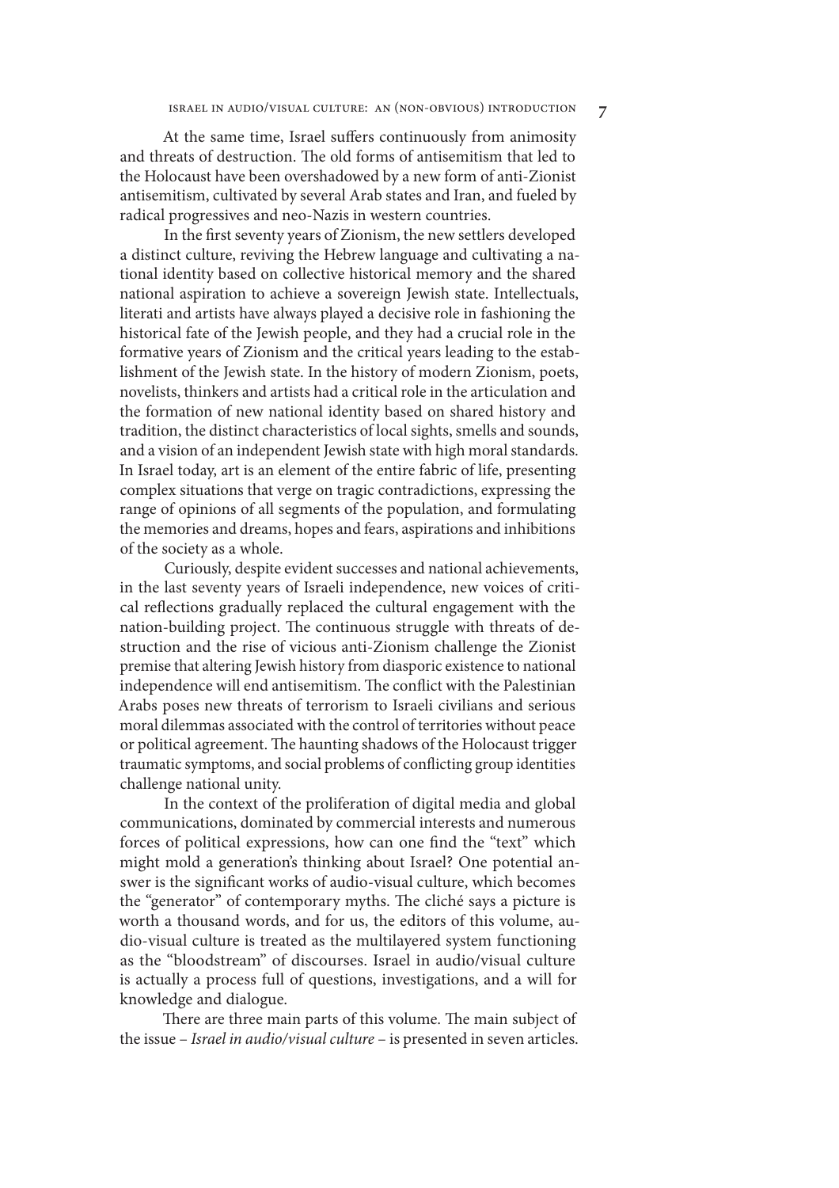At the same time, Israel suffers continuously from animosity and threats of destruction. The old forms of antisemitism that led to the Holocaust have been overshadowed by a new form of anti-Zionist antisemitism, cultivated by several Arab states and Iran, and fueled by radical progressives and neo-Nazis in western countries.

In the first seventy years of Zionism, the new settlers developed a distinct culture, reviving the Hebrew language and cultivating a national identity based on collective historical memory and the shared national aspiration to achieve a sovereign Jewish state. Intellectuals, literati and artists have always played a decisive role in fashioning the historical fate of the Jewish people, and they had a crucial role in the formative years of Zionism and the critical years leading to the establishment of the Jewish state. In the history of modern Zionism, poets, novelists, thinkers and artists had a critical role in the articulation and the formation of new national identity based on shared history and tradition, the distinct characteristics of local sights, smells and sounds, and a vision of an independent Jewish state with high moral standards. In Israel today, art is an element of the entire fabric of life, presenting complex situations that verge on tragic contradictions, expressing the range of opinions of all segments of the population, and formulating the memories and dreams, hopes and fears, aspirations and inhibitions of the society as a whole.

Curiously, despite evident successes and national achievements, in the last seventy years of Israeli independence, new voices of critical reflections gradually replaced the cultural engagement with the nation-building project. The continuous struggle with threats of destruction and the rise of vicious anti-Zionism challenge the Zionist premise that altering Jewish history from diasporic existence to national independence will end antisemitism. The conflict with the Palestinian Arabs poses new threats of terrorism to Israeli civilians and serious moral dilemmas associated with the control of territories without peace or political agreement. The haunting shadows of the Holocaust trigger traumatic symptoms, and social problems of conflicting group identities challenge national unity.

In the context of the proliferation of digital media and global communications, dominated by commercial interests and numerous forces of political expressions, how can one find the "text" which might mold a generation's thinking about Israel? One potential answer is the significant works of audio-visual culture, which becomes the "generator" of contemporary myths. The cliché says a picture is worth a thousand words, and for us, the editors of this volume, audio-visual culture is treated as the multilayered system functioning as the "bloodstream" of discourses. Israel in audio/visual culture is actually a process full of questions, investigations, and a will for knowledge and dialogue.

There are three main parts of this volume. The main subject of the issue – *Israel in audio/visual culture* – is presented in seven articles.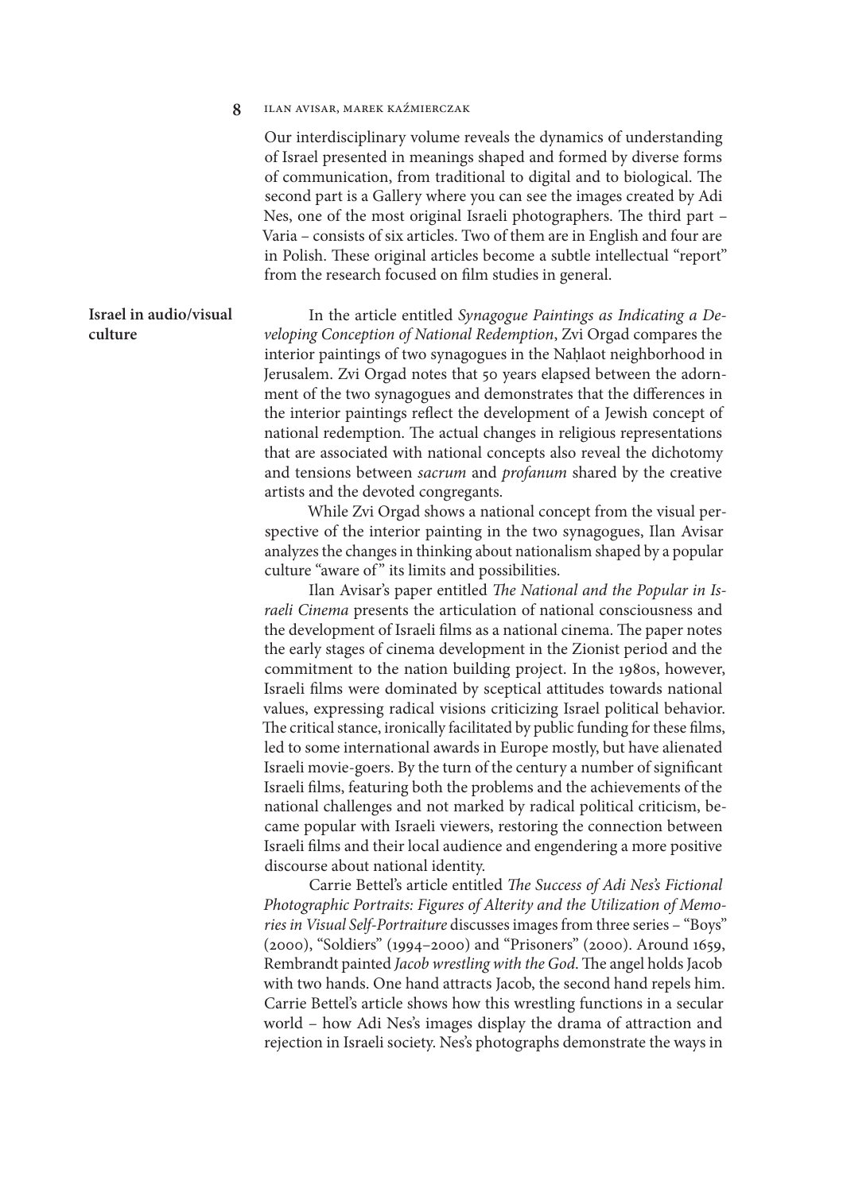Our interdisciplinary volume reveals the dynamics of understanding of Israel presented in meanings shaped and formed by diverse forms of communication, from traditional to digital and to biological. The second part is a Gallery where you can see the images created by Adi Nes, one of the most original Israeli photographers. The third part – Varia – consists of six articles. Two of them are in English and four are in Polish. These original articles become a subtle intellectual "report" from the research focused on film studies in general.

**Israel in audio/visual culture**

In the article entitled *Synagogue Paintings as Indicating a Developing Conception of National Redemption*, Zvi Orgad compares the interior paintings of two synagogues in the Naḥlaot neighborhood in Jerusalem. Zvi Orgad notes that 50 years elapsed between the adornment of the two synagogues and demonstrates that the differences in the interior paintings reflect the development of a Jewish concept of national redemption. The actual changes in religious representations that are associated with national concepts also reveal the dichotomy and tensions between *sacrum* and *profanum* shared by the creative artists and the devoted congregants.

While Zvi Orgad shows a national concept from the visual perspective of the interior painting in the two synagogues, Ilan Avisar analyzes the changes in thinking about nationalism shaped by a popular culture "aware of" its limits and possibilities.

Ilan Avisar's paper entitled *The National and the Popular in Israeli Cinema* presents the articulation of national consciousness and the development of Israeli films as a national cinema. The paper notes the early stages of cinema development in the Zionist period and the commitment to the nation building project. In the 1980s, however, Israeli films were dominated by sceptical attitudes towards national values, expressing radical visions criticizing Israel political behavior. The critical stance, ironically facilitated by public funding for these films, led to some international awards in Europe mostly, but have alienated Israeli movie-goers. By the turn of the century a number of significant Israeli films, featuring both the problems and the achievements of the national challenges and not marked by radical political criticism, became popular with Israeli viewers, restoring the connection between Israeli films and their local audience and engendering a more positive discourse about national identity.

Carrie Bettel's article entitled *The Success of Adi Nes's Fictional Photographic Portraits: Figures of Alterity and the Utilization of Memories in Visual Self-Portraiture* discusses images from three series – "Boys" (2000), "Soldiers" (1994–2000) and "Prisoners" (2000). Around 1659, Rembrandt painted *Jacob wrestling with the God*. The angel holds Jacob with two hands. One hand attracts Jacob, the second hand repels him. Carrie Bettel's article shows how this wrestling functions in a secular world – how Adi Nes's images display the drama of attraction and rejection in Israeli society. Nes's photographs demonstrate the ways in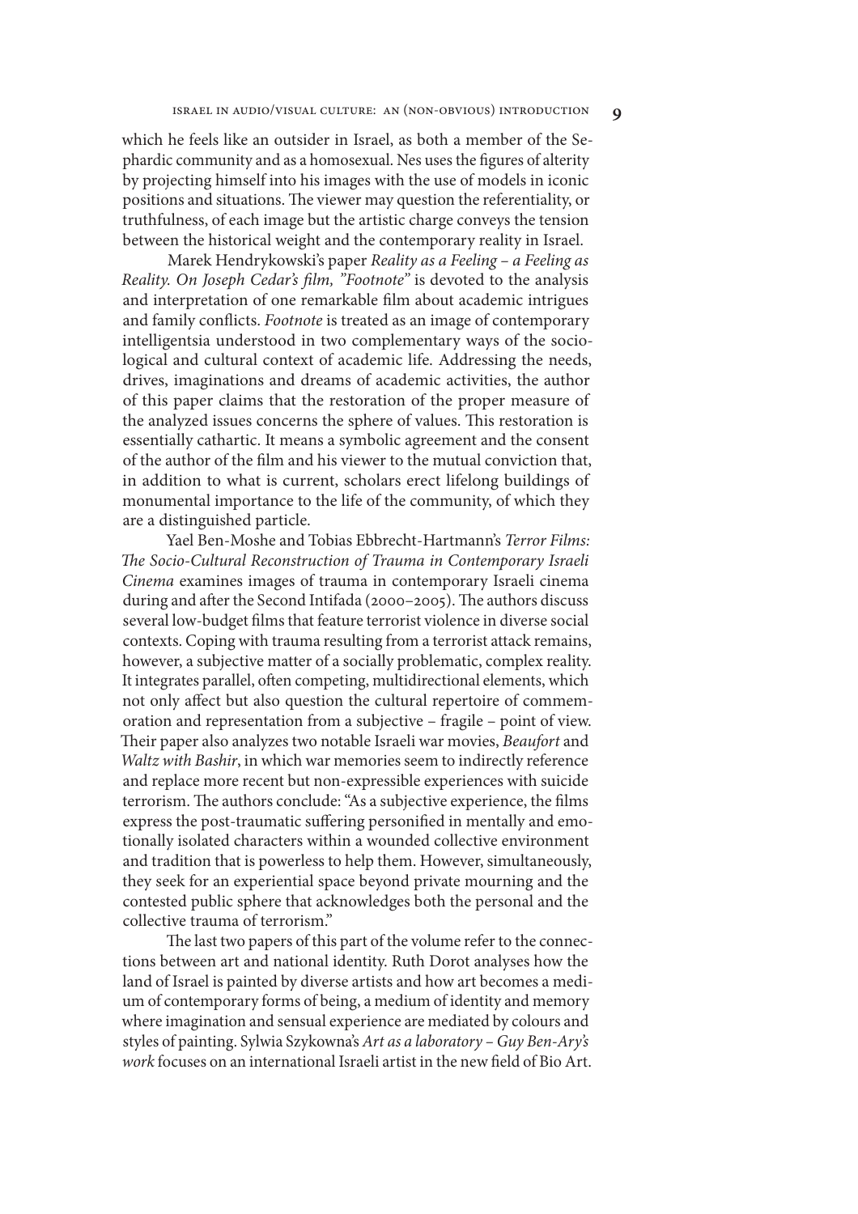which he feels like an outsider in Israel, as both a member of the Sephardic community and as a homosexual. Nes uses the figures of alterity by projecting himself into his images with the use of models in iconic positions and situations. The viewer may question the referentiality, or truthfulness, of each image but the artistic charge conveys the tension between the historical weight and the contemporary reality in Israel.

Marek Hendrykowski's paper *Reality as a Feeling – a Feeling as Reality. On Joseph Cedar's film, "Footnote"* is devoted to the analysis and interpretation of one remarkable film about academic intrigues and family conflicts. *Footnote* is treated as an image of contemporary intelligentsia understood in two complementary ways of the sociological and cultural context of academic life. Addressing the needs, drives, imaginations and dreams of academic activities, the author of this paper claims that the restoration of the proper measure of the analyzed issues concerns the sphere of values. This restoration is essentially cathartic. It means a symbolic agreement and the consent of the author of the film and his viewer to the mutual conviction that, in addition to what is current, scholars erect lifelong buildings of monumental importance to the life of the community, of which they are a distinguished particle.

Yael Ben-Moshe and Tobias Ebbrecht-Hartmann's *Terror Films: The Socio-Cultural Reconstruction of Trauma in Contemporary Israeli Cinema* examines images of trauma in contemporary Israeli cinema during and after the Second Intifada (2000–2005). The authors discuss several low-budget films that feature terrorist violence in diverse social contexts. Coping with trauma resulting from a terrorist attack remains, however, a subjective matter of a socially problematic, complex reality. It integrates parallel, often competing, multidirectional elements, which not only affect but also question the cultural repertoire of commemoration and representation from a subjective – fragile – point of view. Their paper also analyzes two notable Israeli war movies, *Beaufort* and *Waltz with Bashir*, in which war memories seem to indirectly reference and replace more recent but non-expressible experiences with suicide terrorism. The authors conclude: "As a subjective experience, the films express the post-traumatic suffering personified in mentally and emotionally isolated characters within a wounded collective environment and tradition that is powerless to help them. However, simultaneously, they seek for an experiential space beyond private mourning and the contested public sphere that acknowledges both the personal and the collective trauma of terrorism."

The last two papers of this part of the volume refer to the connections between art and national identity. Ruth Dorot analyses how the land of Israel is painted by diverse artists and how art becomes a medium of contemporary forms of being, a medium of identity and memory where imagination and sensual experience are mediated by colours and styles of painting. Sylwia Szykowna's *Art as a laboratory – Guy Ben-Ary's work* focuses on an international Israeli artist in the new field of Bio Art.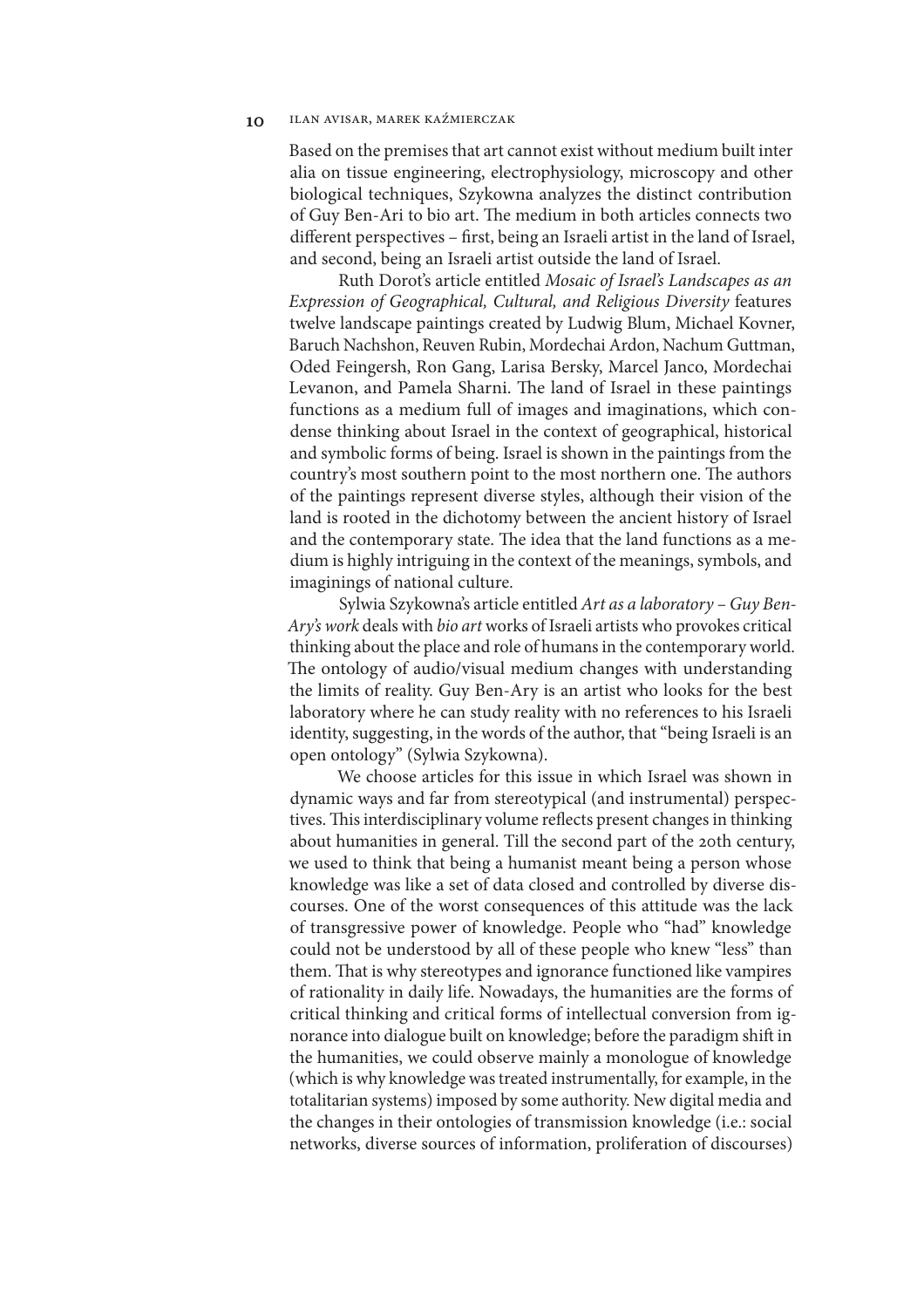Based on the premises that art cannot exist without medium built inter alia on tissue engineering, electrophysiology, microscopy and other biological techniques, Szykowna analyzes the distinct contribution of Guy Ben-Ari to bio art. The medium in both articles connects two different perspectives – first, being an Israeli artist in the land of Israel, and second, being an Israeli artist outside the land of Israel.

Ruth Dorot's article entitled *Mosaic of Israel's Landscapes as an Expression of Geographical, Cultural, and Religious Diversity* features twelve landscape paintings created by Ludwig Blum, Michael Kovner, Baruch Nachshon, Reuven Rubin, Mordechai Ardon, Nachum Guttman, Oded Feingersh, Ron Gang, Larisa Bersky, Marcel Janco, Mordechai Levanon, and Pamela Sharni. The land of Israel in these paintings functions as a medium full of images and imaginations, which condense thinking about Israel in the context of geographical, historical and symbolic forms of being. Israel is shown in the paintings from the country's most southern point to the most northern one. The authors of the paintings represent diverse styles, although their vision of the land is rooted in the dichotomy between the ancient history of Israel and the contemporary state. The idea that the land functions as a medium is highly intriguing in the context of the meanings, symbols, and imaginings of national culture.

Sylwia Szykowna's article entitled *Art as a laboratory – Guy Ben-Ary's work* deals with *bio art* works of Israeli artists who provokes critical thinking about the place and role of humans in the contemporary world. The ontology of audio/visual medium changes with understanding the limits of reality. Guy Ben-Ary is an artist who looks for the best laboratory where he can study reality with no references to his Israeli identity, suggesting, in the words of the author, that "being Israeli is an open ontology" (Sylwia Szykowna).

We choose articles for this issue in which Israel was shown in dynamic ways and far from stereotypical (and instrumental) perspectives. This interdisciplinary volume reflects present changes in thinking about humanities in general. Till the second part of the 20th century, we used to think that being a humanist meant being a person whose knowledge was like a set of data closed and controlled by diverse discourses. One of the worst consequences of this attitude was the lack of transgressive power of knowledge. People who "had" knowledge could not be understood by all of these people who knew "less" than them. That is why stereotypes and ignorance functioned like vampires of rationality in daily life. Nowadays, the humanities are the forms of critical thinking and critical forms of intellectual conversion from ignorance into dialogue built on knowledge; before the paradigm shift in the humanities, we could observe mainly a monologue of knowledge (which is why knowledge was treated instrumentally, for example, in the totalitarian systems) imposed by some authority. New digital media and the changes in their ontologies of transmission knowledge (i.e.: social networks, diverse sources of information, proliferation of discourses)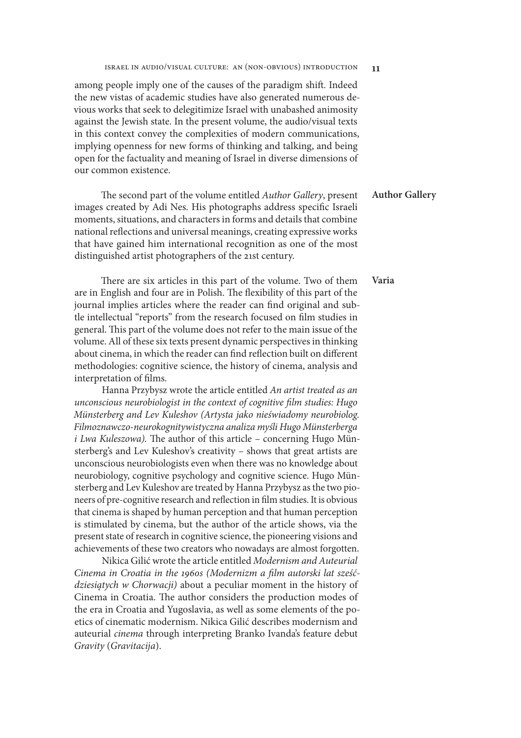among people imply one of the causes of the paradigm shift. Indeed the new vistas of academic studies have also generated numerous devious works that seek to delegitimize Israel with unabashed animosity against the Jewish state. In the present volume, the audio/visual texts in this context convey the complexities of modern communications, implying openness for new forms of thinking and talking, and being open for the factuality and meaning of Israel in diverse dimensions of our common existence.

**Author Gallery**

The second part of the volume entitled *Author Gallery*, present images created by Adi Nes. His photographs address specific Israeli moments, situations, and characters in forms and details that combine national reflections and universal meanings, creating expressive works that have gained him international recognition as one of the most distinguished artist photographers of the 21st century.

**Varia**

There are six articles in this part of the volume. Two of them are in English and four are in Polish. The flexibility of this part of the journal implies articles where the reader can find original and subtle intellectual "reports" from the research focused on film studies in general. This part of the volume does not refer to the main issue of the volume. All of these six texts present dynamic perspectives in thinking about cinema, in which the reader can find reflection built on different methodologies: cognitive science, the history of cinema, analysis and interpretation of films.

Hanna Przybysz wrote the article entitled *An artist treated as an unconscious neurobiologist in the context of cognitive film studies: Hugo Münsterberg and Lev Kuleshov (Artysta jako nieświadomy neurobiolog. Filmoznawczo-neurokognitywistyczna analiza myśli Hugo Münsterberga i Lwa Kuleszowa).* The author of this article – concerning Hugo Münsterberg's and Lev Kuleshov's creativity – shows that great artists are unconscious neurobiologists even when there was no knowledge about neurobiology, cognitive psychology and cognitive science. Hugo Münsterberg and Lev Kuleshov are treated by Hanna Przybysz as the two pioneers of pre-cognitive research and reflection in film studies. It is obvious that cinema is shaped by human perception and that human perception is stimulated by cinema, but the author of the article shows, via the present state of research in cognitive science, the pioneering visions and achievements of these two creators who nowadays are almost forgotten.

Nikica Gilić wrote the article entitled *Modernism and Auteurial Cinema in Croatia in the 1960s (Modernizm a film autorski lat sześćdziesiątych w Chorwacji)* about a peculiar moment in the history of Cinema in Croatia. The author considers the production modes of the era in Croatia and Yugoslavia, as well as some elements of the poetics of cinematic modernism. Nikica Gilić describes modernism and auteurial *cinema* through interpreting Branko Ivanda's feature debut *Gravity* (*Gravitacija*).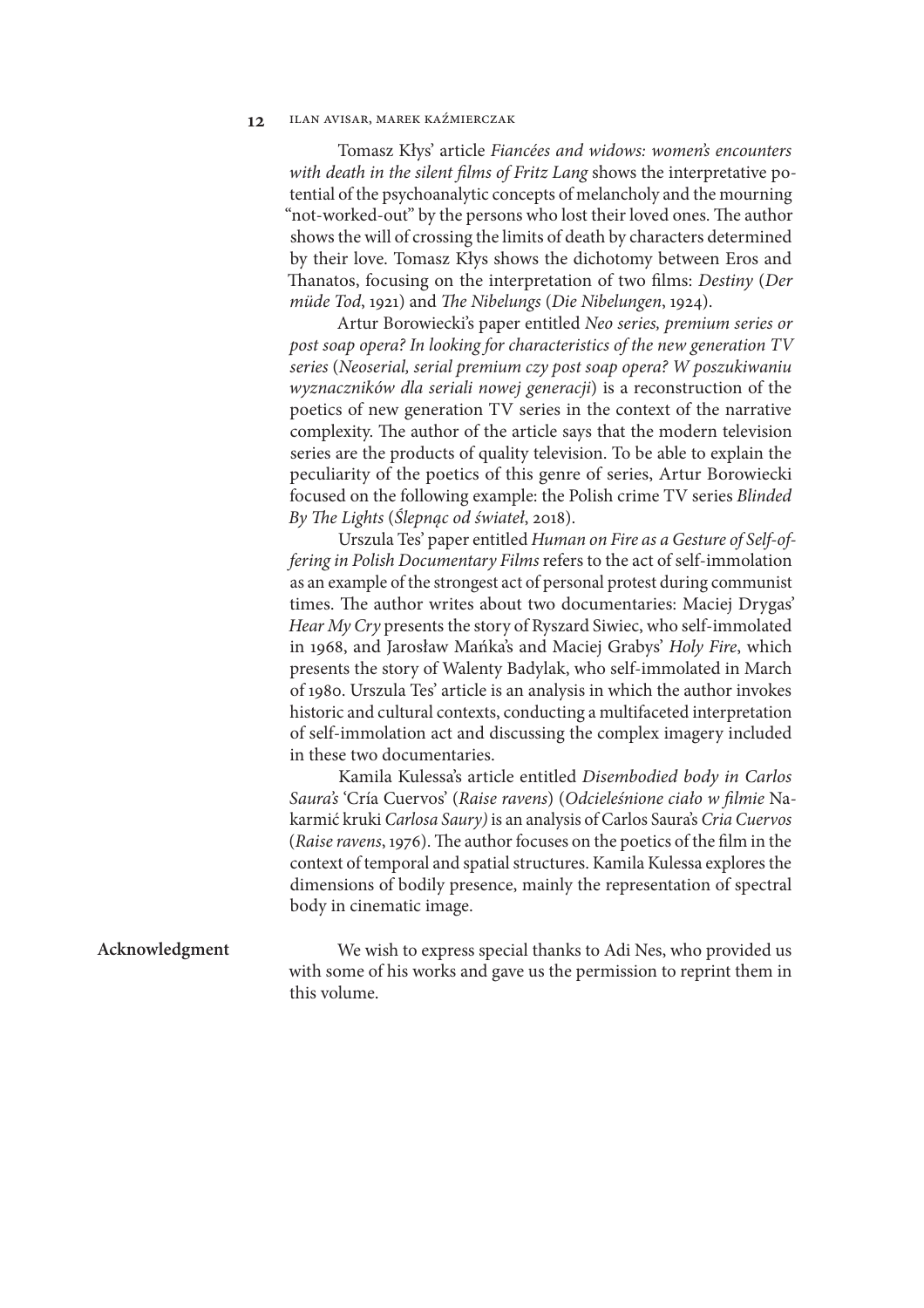Tomasz Kłys' article *Fiancées and widows: women's encounters with death in the silent films of Fritz Lang* shows the interpretative potential of the psychoanalytic concepts of melancholy and the mourning "not-worked-out" by the persons who lost their loved ones. The author shows the will of crossing the limits of death by characters determined by their love. Tomasz Kłys shows the dichotomy between Eros and Thanatos, focusing on the interpretation of two films: *Destiny* (*Der müde Tod*, 1921) and *The Nibelungs* (*Die Nibelungen*, 1924).

Artur Borowiecki's paper entitled *Neo series, premium series or post soap opera? In looking for characteristics of the new generation TV series* (*Neoserial, serial premium czy post soap opera? W poszukiwaniu wyznaczników dla seriali nowej generacji*) is a reconstruction of the poetics of new generation TV series in the context of the narrative complexity. The author of the article says that the modern television series are the products of quality television. To be able to explain the peculiarity of the poetics of this genre of series, Artur Borowiecki focused on the following example: the Polish crime TV series *Blinded By The Lights* (*Ślepnąc od świateł*, 2018).

Urszula Tes' paper entitled *Human on Fire as a Gesture of Self-offering in Polish Documentary Films* refers to the act of self-immolation as an example of the strongest act of personal protest during communist times. The author writes about two documentaries: Maciej Drygas' *Hear My Cry* presents the story of Ryszard Siwiec, who self-immolated in 1968, and Jarosław Mańka's and Maciej Grabys' *Holy Fire*, which presents the story of Walenty Badylak, who self-immolated in March of 1980. Urszula Tes' article is an analysis in which the author invokes historic and cultural contexts, conducting a multifaceted interpretation of self-immolation act and discussing the complex imagery included in these two documentaries.

Kamila Kulessa's article entitled *Disembodied body in Carlos Saura's* 'Cría Cuervos' (*Raise ravens*) (*Odcieleśnione ciało w filmie* Nakarmić kruki *Carlosa Saury)* is an analysis of Carlos Saura's *Cria Cuervos* (*Raise ravens*, 1976). The author focuses on the poetics of the film in the context of temporal and spatial structures. Kamila Kulessa explores the dimensions of bodily presence, mainly the representation of spectral body in cinematic image.

**Acknowledgment**

We wish to express special thanks to Adi Nes, who provided us with some of his works and gave us the permission to reprint them in this volume.